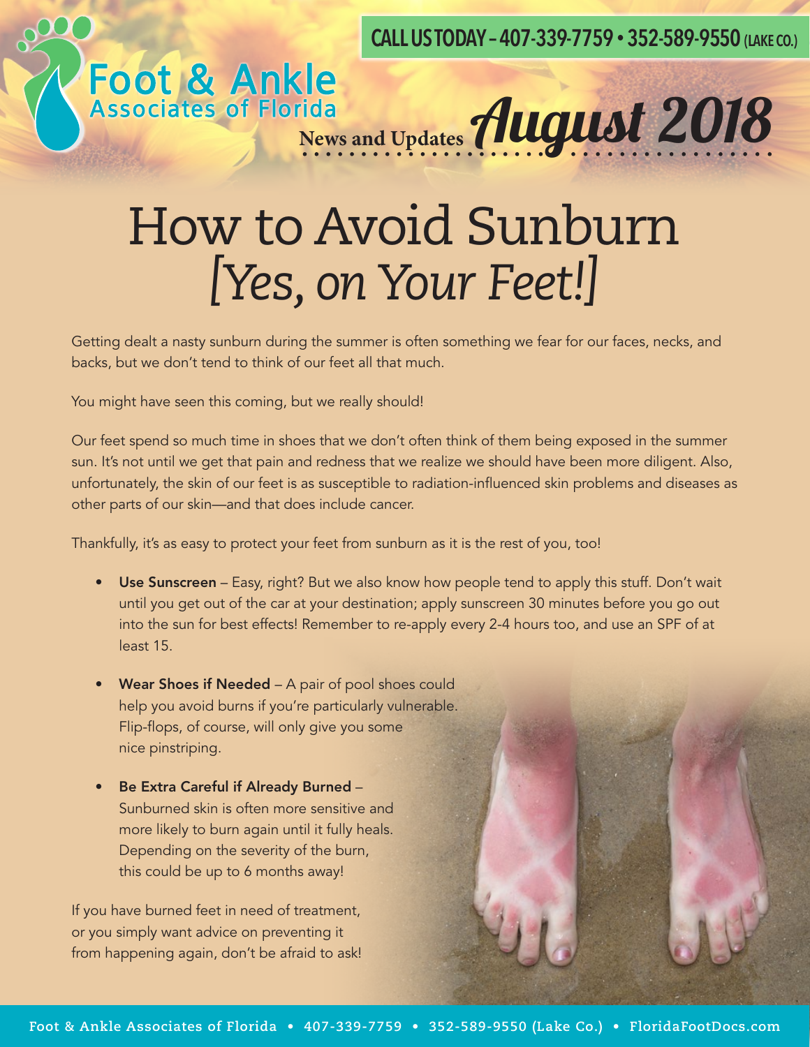CALL US TODAY – 407-339-7759 • 352-589-9550 (LAKE CO.)

**Foot & Ankle** Associates of Florida

News and Updates *August 2018*

# How to Avoid Sunburn *[Yes, on Your Feet!]*

Getting dealt a nasty sunburn during the summer is often something we fear for our faces, necks, and backs, but we don't tend to think of our feet all that much.

You might have seen this coming, but we really should!

Our feet spend so much time in shoes that we don't often think of them being exposed in the summer sun. It's not until we get that pain and redness that we realize we should have been more diligent. Also, unfortunately, the skin of our feet is as susceptible to radiation-influenced skin problems and diseases as other parts of our skin—and that does include cancer.

Thankfully, it's as easy to protect your feet from sunburn as it is the rest of you, too!

- **Use Sunscreen** – Easy, right? But we also know how people tend to apply this stuff. Don't wait until you get out of the car at your destination; apply sunscreen 30 minutes before you go out into the sun for best effects! Remember to re-apply every 2-4 hours too, and use an SPF of at least 15.
- **Wear Shoes if Needed** – A pair of pool shoes could help you avoid burns if you're particularly vulnerable. Flip-flops, of course, will only give you some nice pinstriping.
- **Be Extra Careful if Already Burned** – Sunburned skin is often more sensitive and more likely to burn again until it fully heals. Depending on the severity of the burn, this could be up to 6 months away!

If you have burned feet in need of treatment, or you simply want advice on preventing it from happening again, don't be afraid to ask!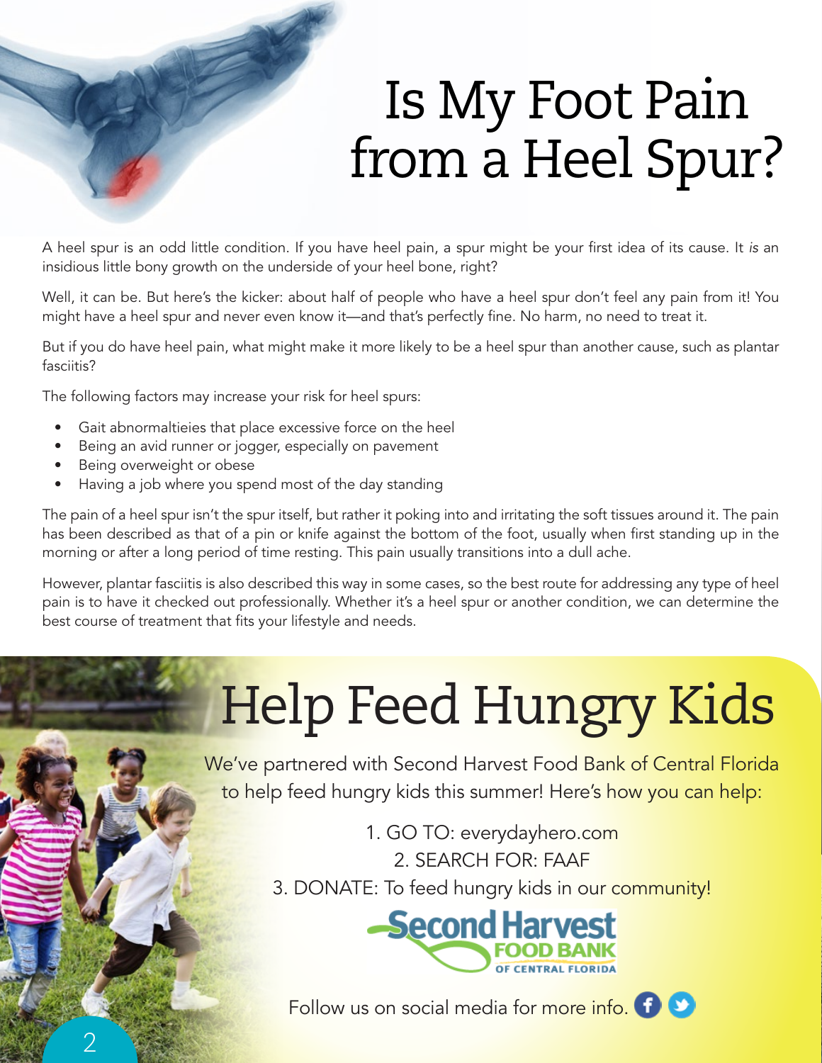# Is My Foot Pain from a Heel Spur?

A heel spur is an odd little condition. If you have heel pain, a spur might be your first idea of its cause. It *is* an insidious little bony growth on the underside of your heel bone, right?

Well, it can be. But here's the kicker: about half of people who have a heel spur don't feel any pain from it! You might have a heel spur and never even know it—and that's perfectly fine. No harm, no need to treat it.

But if you do have heel pain, what might make it more likely to be a heel spur than another cause, such as plantar fasciitis?

The following factors may increase your risk for heel spurs:

- Gait abnormaltieies that place excessive force on the heel
- Being an avid runner or jogger, especially on pavement
- Being overweight or obese
- Having a job where you spend most of the day standing

The pain of a heel spur isn't the spur itself, but rather it poking into and irritating the soft tissues around it. The pain has been described as that of a pin or knife against the bottom of the foot, usually when first standing up in the morning or after a long period of time resting. This pain usually transitions into a dull ache.

However, plantar fasciitis is also described this way in some cases, so the best route for addressing any type of heel pain is to have it checked out professionally. Whether it's a heel spur or another condition, we can determine the best course of treatment that fits your lifestyle and needs.

# Help Feed Hungry Kids

We've partnered with Second Harvest Food Bank of Central Florida to help feed hungry kids this summer! Here's how you can help:

1. GO TO: everydayhero.com
2. SEARCH FOR: FAAF
3. DONATE: To feed hungry kids in our community!

Second Harvest FOOD BANK OF CENTRAL FLORIDA

Follow us on social media for more info.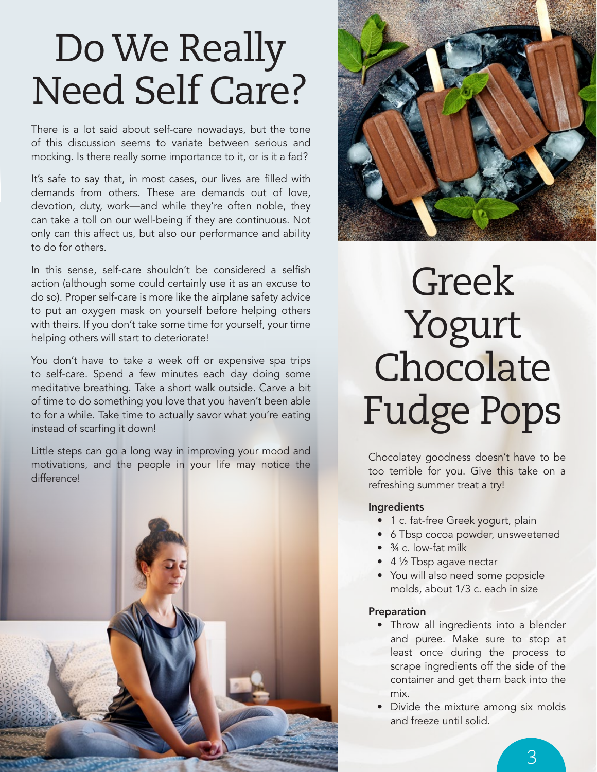# Do We Really Need Self Care?

There is a lot said about self-care nowadays, but the tone of this discussion seems to variate between serious and mocking. Is there really some importance to it, or is it a fad?

It's safe to say that, in most cases, our lives are filled with demands from others. These are demands out of love, devotion, duty, work—and while they're often noble, they can take a toll on our well-being if they are continuous. Not only can this affect us, but also our performance and ability to do for others.

In this sense, self-care shouldn't be considered a selfish action (although some could certainly use it as an excuse to do so). Proper self-care is more like the airplane safety advice to put an oxygen mask on yourself before helping others with theirs. If you don't take some time for yourself, your time helping others will start to deteriorate!

You don't have to take a week off or expensive spa trips to self-care. Spend a few minutes each day doing some meditative breathing. Take a short walk outside. Carve a bit of time to do something you love that you haven't been able to for a while. Take time to actually savor what you're eating instead of scarfing it down!

Little steps can go a long way in improving your mood and motivations, and the people in your life may notice the difference!

# Greek Yogurt Chocolate Fudge Pops

Chocolatey goodness doesn't have to be too terrible for you. Give this take on a refreshing summer treat a try!

**Ingredients**

- 1 c. fat-free Greek yogurt, plain
- 6 Tbsp cocoa powder, unsweetened
- ¾ c. low-fat milk
- 4 ½ Tbsp agave nectar
- You will also need some popsicle molds, about 1/3 c. each in size

**Preparation**

- Throw all ingredients into a blender and puree. Make sure to stop at least once during the process to scrape ingredients off the side of the container and get them back into the mix.
- Divide the mixture among six molds and freeze until solid.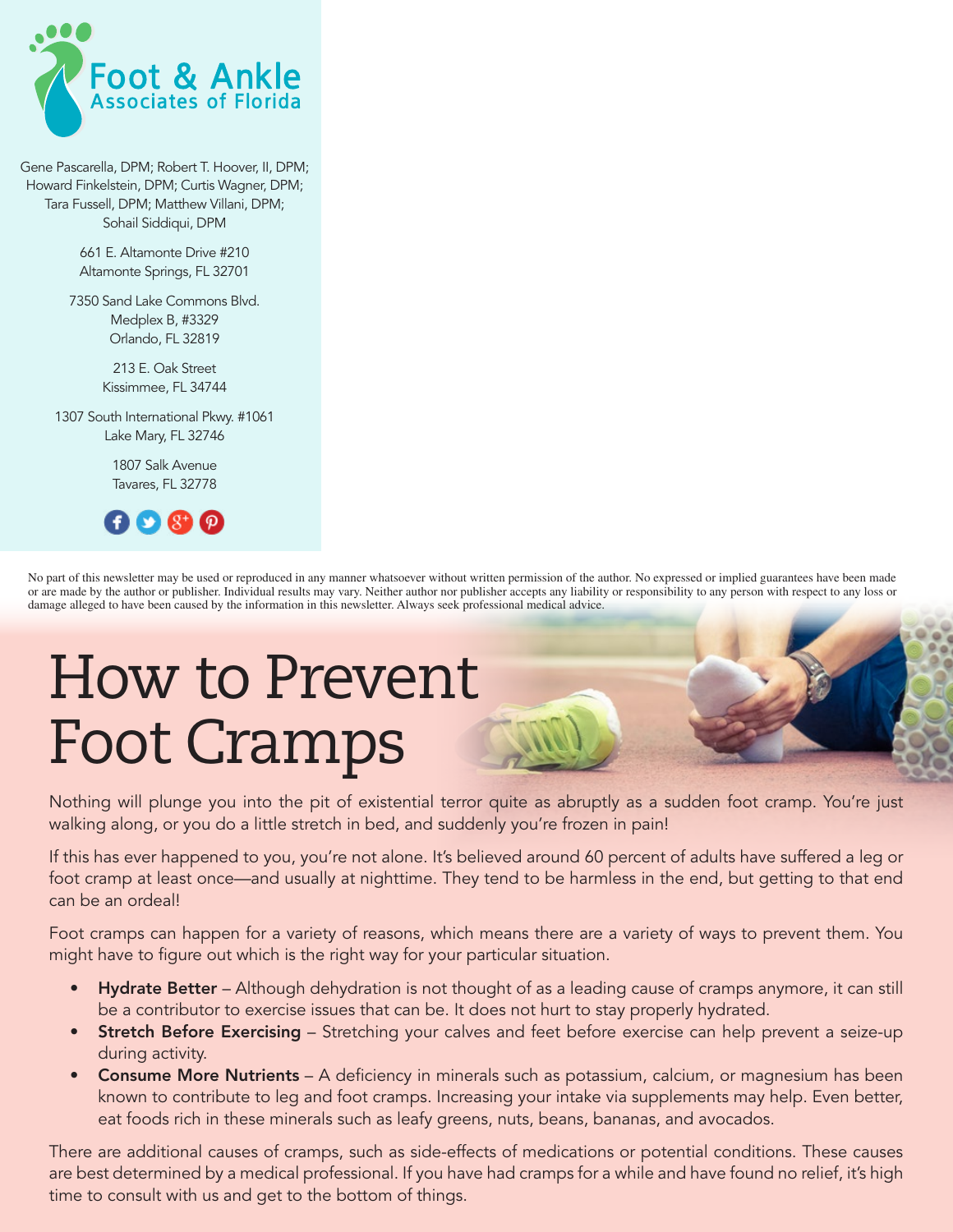Foot & Ankle Associates of Florida

Gene Pascarella, DPM; Robert T. Hoover, II, DPM; Howard Finkelstein, DPM; Curtis Wagner, DPM; Tara Fussell, DPM; Matthew Villani, DPM; Sohail Siddiqui, DPM

661 E. Altamonte Drive #210
Altamonte Springs, FL 32701

7350 Sand Lake Commons Blvd.
Medplex B, #3329
Orlando, FL 32819

213 E. Oak Street
Kissimmee, FL 34744

1307 South International Pkwy. #1061
Lake Mary, FL 32746

1807 Salk Avenue
Tavares, FL 32778

No part of this newsletter may be used or reproduced in any manner whatsoever without written permission of the author. No expressed or implied guarantees have been made or are made by the author or publisher. Individual results may vary. Neither author nor publisher accepts any liability or responsibility to any person with respect to any loss or damage alleged to have been caused by the information in this newsletter. Always seek professional medical advice.

# How to Prevent Foot Cramps

Nothing will plunge you into the pit of existential terror quite as abruptly as a sudden foot cramp. You're just walking along, or you do a little stretch in bed, and suddenly you're frozen in pain!

If this has ever happened to you, you're not alone. It's believed around 60 percent of adults have suffered a leg or foot cramp at least once—and usually at nighttime. They tend to be harmless in the end, but getting to that end can be an ordeal!

Foot cramps can happen for a variety of reasons, which means there are a variety of ways to prevent them. You might have to figure out which is the right way for your particular situation.

- **Hydrate Better** – Although dehydration is not thought of as a leading cause of cramps anymore, it can still be a contributor to exercise issues that can be. It does not hurt to stay properly hydrated.
- **Stretch Before Exercising** – Stretching your calves and feet before exercise can help prevent a seize-up during activity.
- **Consume More Nutrients** – A deficiency in minerals such as potassium, calcium, or magnesium has been known to contribute to leg and foot cramps. Increasing your intake via supplements may help. Even better, eat foods rich in these minerals such as leafy greens, nuts, beans, bananas, and avocados.

There are additional causes of cramps, such as side-effects of medications or potential conditions. These causes are best determined by a medical professional. If you have had cramps for a while and have found no relief, it's high time to consult with us and get to the bottom of things.